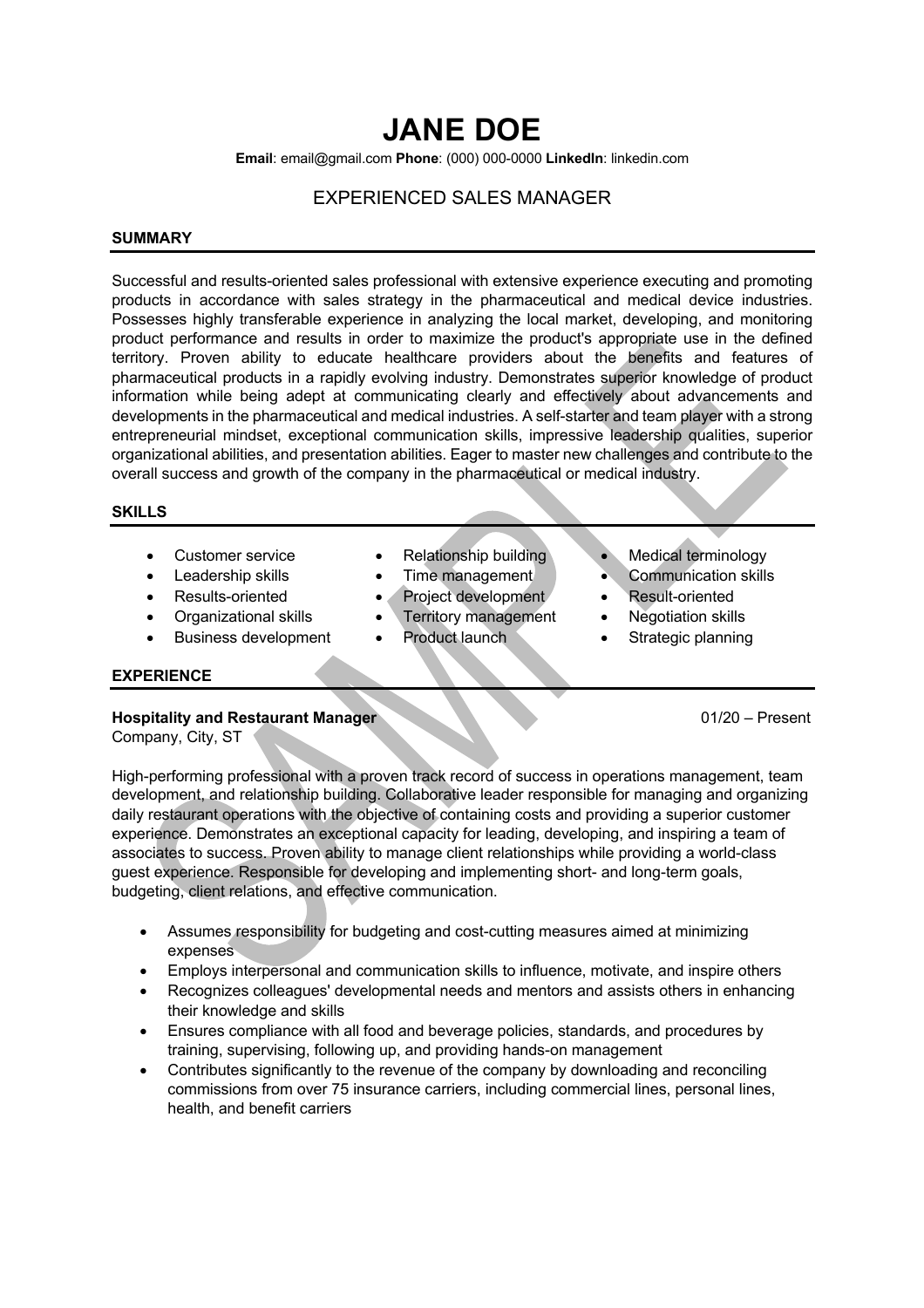# JANE DOE

**Email**: email@gmail.com **Phone**: (000) 000-0000 **LinkedIn**: linkedin.com

EXPERIENCED SALES MANAGER

## SUMMARY

Successful and results-oriented sales professional with extensive experience executing and promoting products in accordance with sales strategy in the pharmaceutical and medical device industries. Possesses highly transferable experience in analyzing the local market, developing, and monitoring product performance and results in order to maximize the product's appropriate use in the defined territory. Proven ability to educate healthcare providers about the benefits and features of pharmaceutical products in a rapidly evolving industry. Demonstrates superior knowledge of product information while being adept at communicating clearly and effectively about advancements and developments in the pharmaceutical and medical industries. A self-starter and team player with a strong entrepreneurial mindset, exceptional communication skills, impressive leadership qualities, superior organizational abilities, and presentation abilities. Eager to master new challenges and contribute to the overall success and growth of the company in the pharmaceutical or medical industry.

## SKILLS

- Customer service
- Leadership skills
- Results-oriented
- Organizational skills
- Business development
- Relationship building
- Time management
- Project development
- Territory management
- Product launch
- Medical terminology
- Communication skills
- Result-oriented
- Negotiation skills
- Strategic planning

## EXPERIENCE

**Hospitality and Restaurant Manager** 01/20 – Present
Company, City, ST

High-performing professional with a proven track record of success in operations management, team development, and relationship building. Collaborative leader responsible for managing and organizing daily restaurant operations with the objective of containing costs and providing a superior customer experience. Demonstrates an exceptional capacity for leading, developing, and inspiring a team of associates to success. Proven ability to manage client relationships while providing a world-class guest experience. Responsible for developing and implementing short- and long-term goals, budgeting, client relations, and effective communication.

- Assumes responsibility for budgeting and cost-cutting measures aimed at minimizing expenses
- Employs interpersonal and communication skills to influence, motivate, and inspire others
- Recognizes colleagues' developmental needs and mentors and assists others in enhancing their knowledge and skills
- Ensures compliance with all food and beverage policies, standards, and procedures by training, supervising, following up, and providing hands-on management
- Contributes significantly to the revenue of the company by downloading and reconciling commissions from over 75 insurance carriers, including commercial lines, personal lines, health, and benefit carriers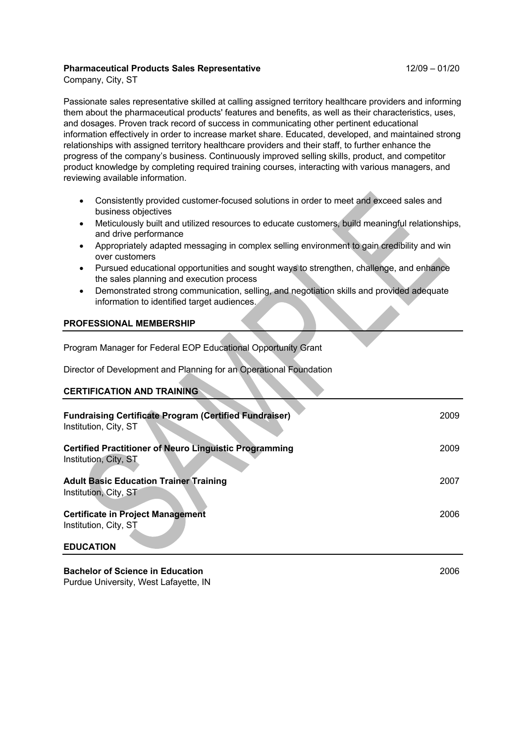**Pharmaceutical Products Sales Representative** 12/09 – 01/20
Company, City, ST

Passionate sales representative skilled at calling assigned territory healthcare providers and informing them about the pharmaceutical products' features and benefits, as well as their characteristics, uses, and dosages. Proven track record of success in communicating other pertinent educational information effectively in order to increase market share. Educated, developed, and maintained strong relationships with assigned territory healthcare providers and their staff, to further enhance the progress of the company's business. Continuously improved selling skills, product, and competitor product knowledge by completing required training courses, interacting with various managers, and reviewing available information.

- Consistently provided customer-focused solutions in order to meet and exceed sales and business objectives
- Meticulously built and utilized resources to educate customers, build meaningful relationships, and drive performance
- Appropriately adapted messaging in complex selling environment to gain credibility and win over customers
- Pursued educational opportunities and sought ways to strengthen, challenge, and enhance the sales planning and execution process
- Demonstrated strong communication, selling, and negotiation skills and provided adequate information to identified target audiences.

## PROFESSIONAL MEMBERSHIP

Program Manager for Federal EOP Educational Opportunity Grant

Director of Development and Planning for an Operational Foundation

## CERTIFICATION AND TRAINING

**Fundraising Certificate Program (Certified Fundraiser)** 2009
Institution, City, ST

**Certified Practitioner of Neuro Linguistic Programming** 2009
Institution, City, ST

**Adult Basic Education Trainer Training** 2007
Institution, City, ST

**Certificate in Project Management** 2006
Institution, City, ST

## EDUCATION

**Bachelor of Science in Education** 2006
Purdue University, West Lafayette, IN